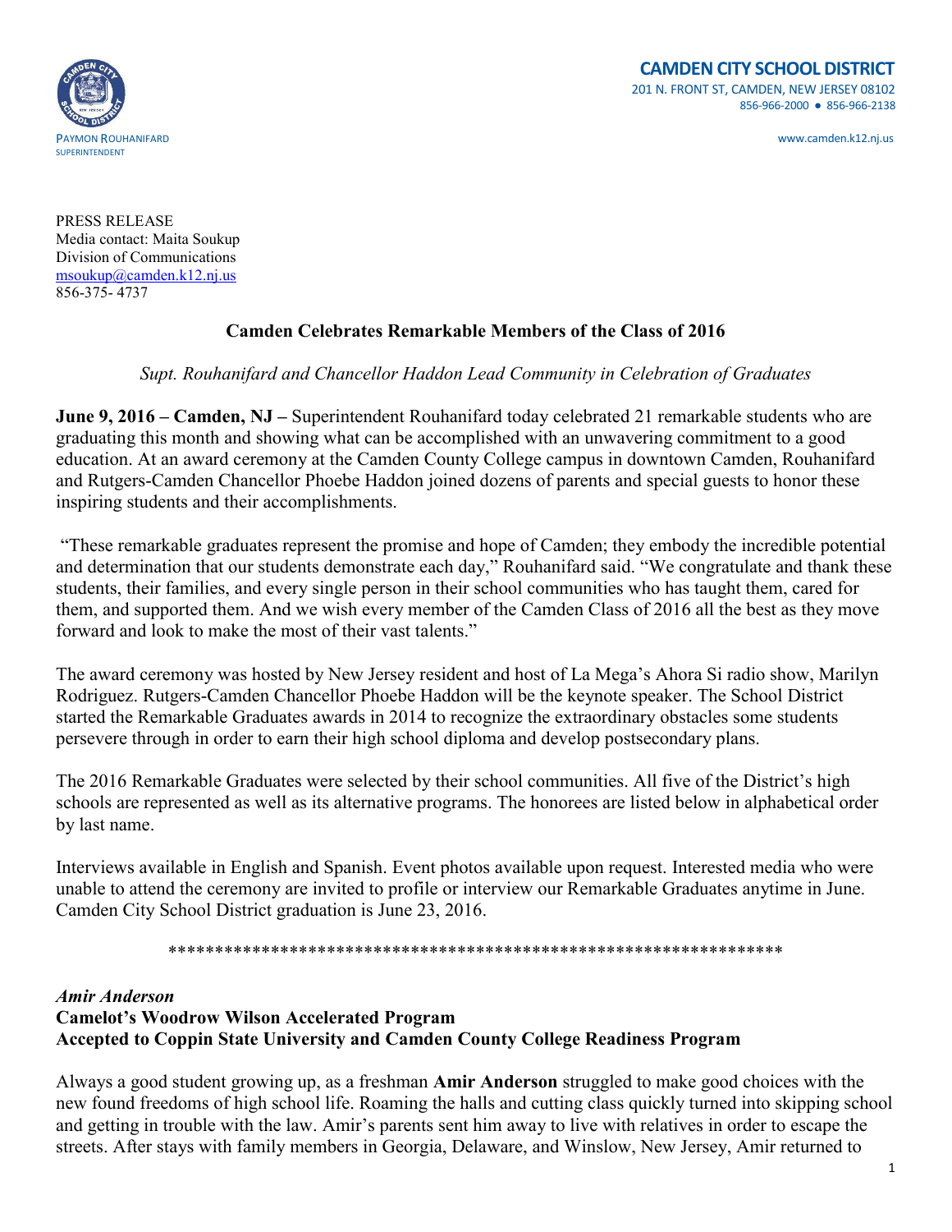PAYMON ROUHANIFARD
SUPERINTENDENT

**CAMDEN CITY SCHOOL DISTRICT**
201 N. FRONT ST, CAMDEN, NEW JERSEY 08102
856-966-2000 ● 856-966-2138

www.camden.k12.nj.us

PRESS RELEASE
Media contact: Maita Soukup
Division of Communications
msoukup@camden.k12.nj.us
856-375- 4737

## Camden Celebrates Remarkable Members of the Class of 2016

*Supt. Rouhanifard and Chancellor Haddon Lead Community in Celebration of Graduates*

**June 9, 2016 – Camden, NJ –** Superintendent Rouhanifard today celebrated 21 remarkable students who are graduating this month and showing what can be accomplished with an unwavering commitment to a good education. At an award ceremony at the Camden County College campus in downtown Camden, Rouhanifard and Rutgers-Camden Chancellor Phoebe Haddon joined dozens of parents and special guests to honor these inspiring students and their accomplishments.

"These remarkable graduates represent the promise and hope of Camden; they embody the incredible potential and determination that our students demonstrate each day," Rouhanifard said. "We congratulate and thank these students, their families, and every single person in their school communities who has taught them, cared for them, and supported them. And we wish every member of the Camden Class of 2016 all the best as they move forward and look to make the most of their vast talents."

The award ceremony was hosted by New Jersey resident and host of La Mega's Ahora Si radio show, Marilyn Rodriguez. Rutgers-Camden Chancellor Phoebe Haddon will be the keynote speaker. The School District started the Remarkable Graduates awards in 2014 to recognize the extraordinary obstacles some students persevere through in order to earn their high school diploma and develop postsecondary plans.

The 2016 Remarkable Graduates were selected by their school communities. All five of the District's high schools are represented as well as its alternative programs. The honorees are listed below in alphabetical order by last name.

Interviews available in English and Spanish. Event photos available upon request. Interested media who were unable to attend the ceremony are invited to profile or interview our Remarkable Graduates anytime in June. Camden City School District graduation is June 23, 2016.

******************************************************************

***Amir Anderson***
**Camelot's Woodrow Wilson Accelerated Program**
**Accepted to Coppin State University and Camden County College Readiness Program**

Always a good student growing up, as a freshman **Amir Anderson** struggled to make good choices with the new found freedoms of high school life. Roaming the halls and cutting class quickly turned into skipping school and getting in trouble with the law. Amir's parents sent him away to live with relatives in order to escape the streets. After stays with family members in Georgia, Delaware, and Winslow, New Jersey, Amir returned to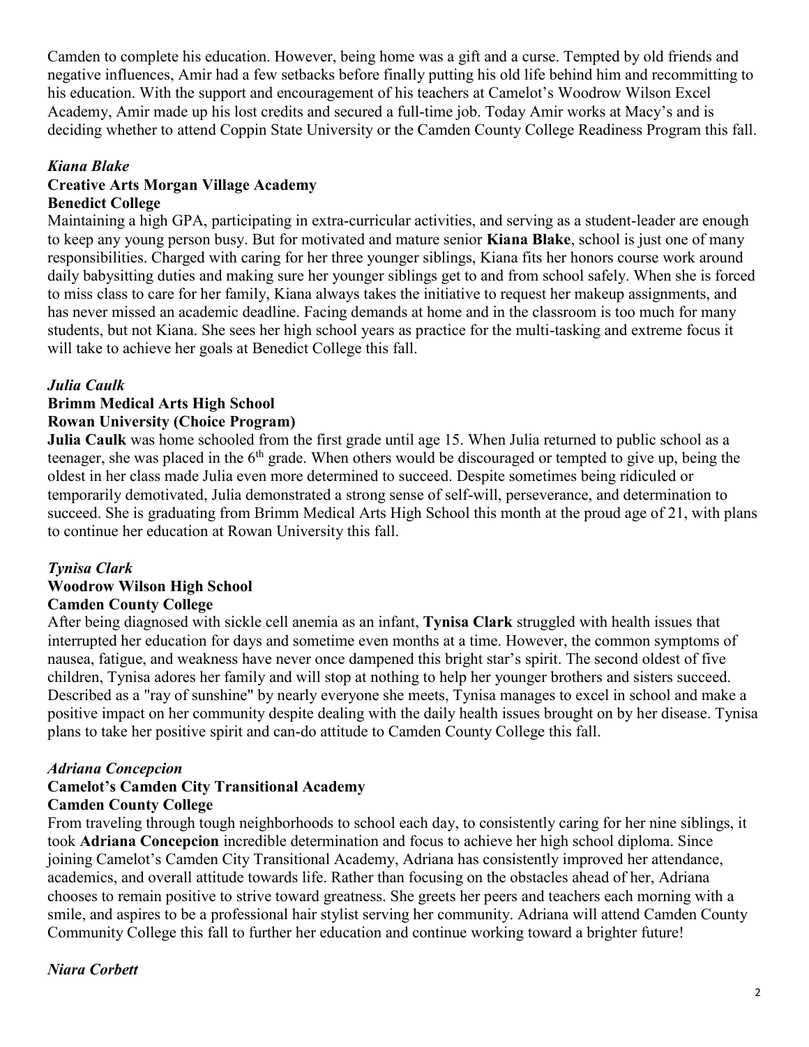Camden to complete his education. However, being home was a gift and a curse. Tempted by old friends and negative influences, Amir had a few setbacks before finally putting his old life behind him and recommitting to his education. With the support and encouragement of his teachers at Camelot's Woodrow Wilson Excel Academy, Amir made up his lost credits and secured a full-time job. Today Amir works at Macy's and is deciding whether to attend Coppin State University or the Camden County College Readiness Program this fall.

***Kiana Blake***
**Creative Arts Morgan Village Academy**
**Benedict College**

Maintaining a high GPA, participating in extra-curricular activities, and serving as a student-leader are enough to keep any young person busy. But for motivated and mature senior **Kiana Blake**, school is just one of many responsibilities. Charged with caring for her three younger siblings, Kiana fits her honors course work around daily babysitting duties and making sure her younger siblings get to and from school safely. When she is forced to miss class to care for her family, Kiana always takes the initiative to request her makeup assignments, and has never missed an academic deadline. Facing demands at home and in the classroom is too much for many students, but not Kiana. She sees her high school years as practice for the multi-tasking and extreme focus it will take to achieve her goals at Benedict College this fall.

***Julia Caulk***
**Brimm Medical Arts High School**
**Rowan University (Choice Program)**

**Julia Caulk** was home schooled from the first grade until age 15. When Julia returned to public school as a teenager, she was placed in the 6th grade. When others would be discouraged or tempted to give up, being the oldest in her class made Julia even more determined to succeed. Despite sometimes being ridiculed or temporarily demotivated, Julia demonstrated a strong sense of self-will, perseverance, and determination to succeed. She is graduating from Brimm Medical Arts High School this month at the proud age of 21, with plans to continue her education at Rowan University this fall.

***Tynisa Clark***
**Woodrow Wilson High School**
**Camden County College**

After being diagnosed with sickle cell anemia as an infant, **Tynisa Clark** struggled with health issues that interrupted her education for days and sometime even months at a time. However, the common symptoms of nausea, fatigue, and weakness have never once dampened this bright star's spirit. The second oldest of five children, Tynisa adores her family and will stop at nothing to help her younger brothers and sisters succeed. Described as a "ray of sunshine" by nearly everyone she meets, Tynisa manages to excel in school and make a positive impact on her community despite dealing with the daily health issues brought on by her disease. Tynisa plans to take her positive spirit and can-do attitude to Camden County College this fall.

***Adriana Concepcion***
**Camelot's Camden City Transitional Academy**
**Camden County College**

From traveling through tough neighborhoods to school each day, to consistently caring for her nine siblings, it took **Adriana Concepcion** incredible determination and focus to achieve her high school diploma. Since joining Camelot's Camden City Transitional Academy, Adriana has consistently improved her attendance, academics, and overall attitude towards life. Rather than focusing on the obstacles ahead of her, Adriana chooses to remain positive to strive toward greatness. She greets her peers and teachers each morning with a smile, and aspires to be a professional hair stylist serving her community. Adriana will attend Camden County Community College this fall to further her education and continue working toward a brighter future!

***Niara Corbett***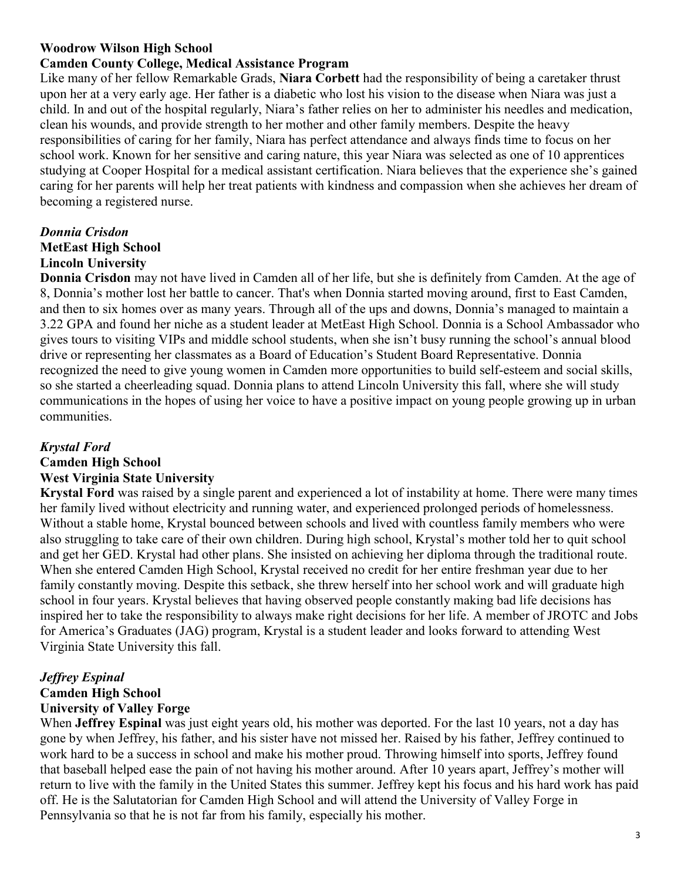**Woodrow Wilson High School**
**Camden County College, Medical Assistance Program**

Like many of her fellow Remarkable Grads, **Niara Corbett** had the responsibility of being a caretaker thrust upon her at a very early age. Her father is a diabetic who lost his vision to the disease when Niara was just a child. In and out of the hospital regularly, Niara's father relies on her to administer his needles and medication, clean his wounds, and provide strength to her mother and other family members. Despite the heavy responsibilities of caring for her family, Niara has perfect attendance and always finds time to focus on her school work. Known for her sensitive and caring nature, this year Niara was selected as one of 10 apprentices studying at Cooper Hospital for a medical assistant certification. Niara believes that the experience she's gained caring for her parents will help her treat patients with kindness and compassion when she achieves her dream of becoming a registered nurse.

***Donnia Crisdon***
**MetEast High School**
**Lincoln University**

**Donnia Crisdon** may not have lived in Camden all of her life, but she is definitely from Camden. At the age of 8, Donnia's mother lost her battle to cancer. That's when Donnia started moving around, first to East Camden, and then to six homes over as many years. Through all of the ups and downs, Donnia's managed to maintain a 3.22 GPA and found her niche as a student leader at MetEast High School. Donnia is a School Ambassador who gives tours to visiting VIPs and middle school students, when she isn't busy running the school's annual blood drive or representing her classmates as a Board of Education's Student Board Representative. Donnia recognized the need to give young women in Camden more opportunities to build self-esteem and social skills, so she started a cheerleading squad. Donnia plans to attend Lincoln University this fall, where she will study communications in the hopes of using her voice to have a positive impact on young people growing up in urban communities.

***Krystal Ford***
**Camden High School**
**West Virginia State University**

**Krystal Ford** was raised by a single parent and experienced a lot of instability at home. There were many times her family lived without electricity and running water, and experienced prolonged periods of homelessness. Without a stable home, Krystal bounced between schools and lived with countless family members who were also struggling to take care of their own children. During high school, Krystal's mother told her to quit school and get her GED. Krystal had other plans. She insisted on achieving her diploma through the traditional route. When she entered Camden High School, Krystal received no credit for her entire freshman year due to her family constantly moving. Despite this setback, she threw herself into her school work and will graduate high school in four years. Krystal believes that having observed people constantly making bad life decisions has inspired her to take the responsibility to always make right decisions for her life. A member of JROTC and Jobs for America's Graduates (JAG) program, Krystal is a student leader and looks forward to attending West Virginia State University this fall.

***Jeffrey Espinal***
**Camden High School**
**University of Valley Forge**

When **Jeffrey Espinal** was just eight years old, his mother was deported. For the last 10 years, not a day has gone by when Jeffrey, his father, and his sister have not missed her. Raised by his father, Jeffrey continued to work hard to be a success in school and make his mother proud. Throwing himself into sports, Jeffrey found that baseball helped ease the pain of not having his mother around. After 10 years apart, Jeffrey's mother will return to live with the family in the United States this summer. Jeffrey kept his focus and his hard work has paid off. He is the Salutatorian for Camden High School and will attend the University of Valley Forge in Pennsylvania so that he is not far from his family, especially his mother.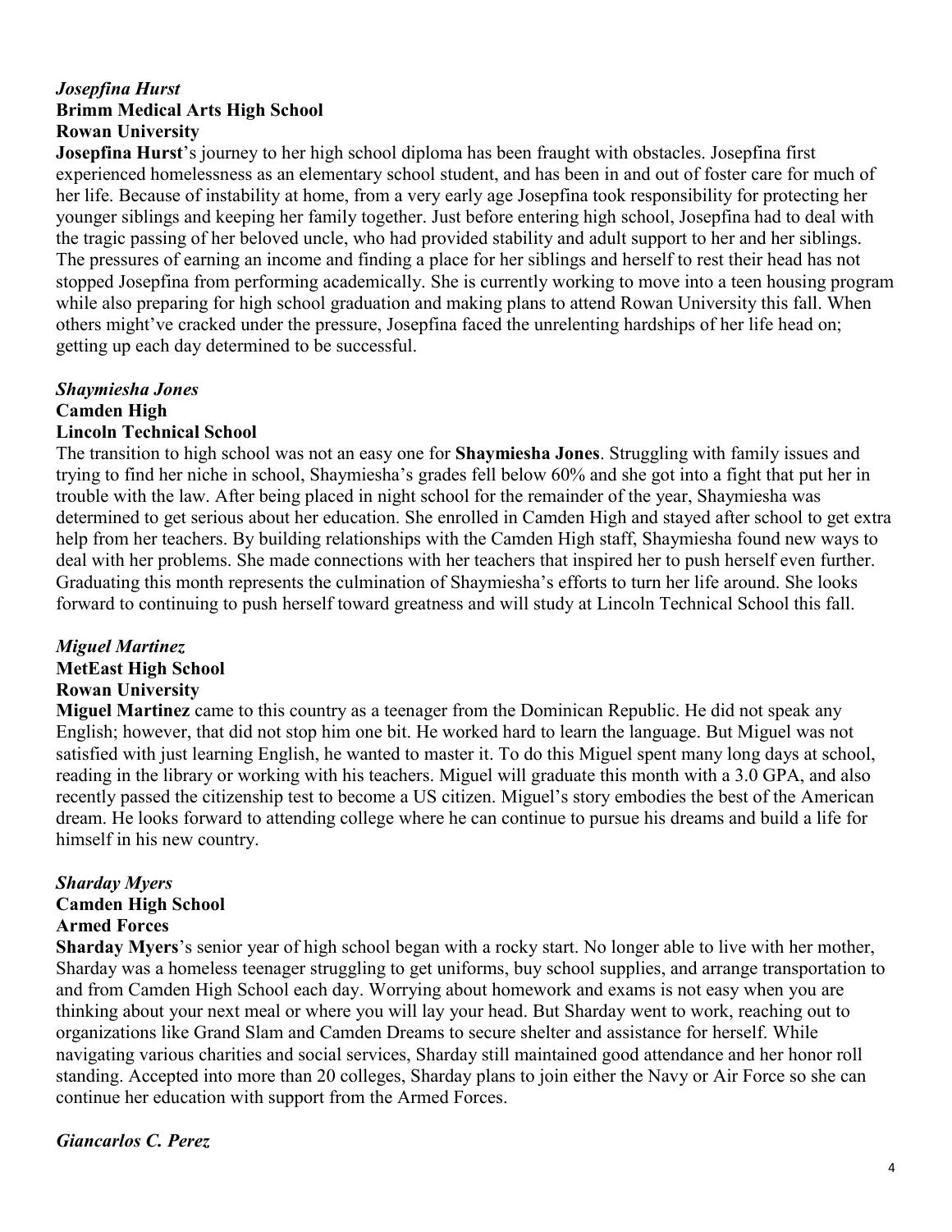***Josepfina Hurst***
**Brimm Medical Arts High School**
**Rowan University**

**Josepfina Hurst**'s journey to her high school diploma has been fraught with obstacles. Josepfina first experienced homelessness as an elementary school student, and has been in and out of foster care for much of her life. Because of instability at home, from a very early age Josepfina took responsibility for protecting her younger siblings and keeping her family together. Just before entering high school, Josepfina had to deal with the tragic passing of her beloved uncle, who had provided stability and adult support to her and her siblings. The pressures of earning an income and finding a place for her siblings and herself to rest their head has not stopped Josepfina from performing academically. She is currently working to move into a teen housing program while also preparing for high school graduation and making plans to attend Rowan University this fall. When others might've cracked under the pressure, Josepfina faced the unrelenting hardships of her life head on; getting up each day determined to be successful.

***Shaymiesha Jones***
**Camden High**
**Lincoln Technical School**

The transition to high school was not an easy one for **Shaymiesha Jones**. Struggling with family issues and trying to find her niche in school, Shaymiesha's grades fell below 60% and she got into a fight that put her in trouble with the law. After being placed in night school for the remainder of the year, Shaymiesha was determined to get serious about her education. She enrolled in Camden High and stayed after school to get extra help from her teachers. By building relationships with the Camden High staff, Shaymiesha found new ways to deal with her problems. She made connections with her teachers that inspired her to push herself even further. Graduating this month represents the culmination of Shaymiesha's efforts to turn her life around. She looks forward to continuing to push herself toward greatness and will study at Lincoln Technical School this fall.

***Miguel Martinez***
**MetEast High School**
**Rowan University**

**Miguel Martinez** came to this country as a teenager from the Dominican Republic. He did not speak any English; however, that did not stop him one bit. He worked hard to learn the language. But Miguel was not satisfied with just learning English, he wanted to master it. To do this Miguel spent many long days at school, reading in the library or working with his teachers. Miguel will graduate this month with a 3.0 GPA, and also recently passed the citizenship test to become a US citizen. Miguel's story embodies the best of the American dream. He looks forward to attending college where he can continue to pursue his dreams and build a life for himself in his new country.

***Sharday Myers***
**Camden High School**
**Armed Forces**

**Sharday Myers**'s senior year of high school began with a rocky start. No longer able to live with her mother, Sharday was a homeless teenager struggling to get uniforms, buy school supplies, and arrange transportation to and from Camden High School each day. Worrying about homework and exams is not easy when you are thinking about your next meal or where you will lay your head. But Sharday went to work, reaching out to organizations like Grand Slam and Camden Dreams to secure shelter and assistance for herself. While navigating various charities and social services, Sharday still maintained good attendance and her honor roll standing. Accepted into more than 20 colleges, Sharday plans to join either the Navy or Air Force so she can continue her education with support from the Armed Forces.

***Giancarlos C. Perez***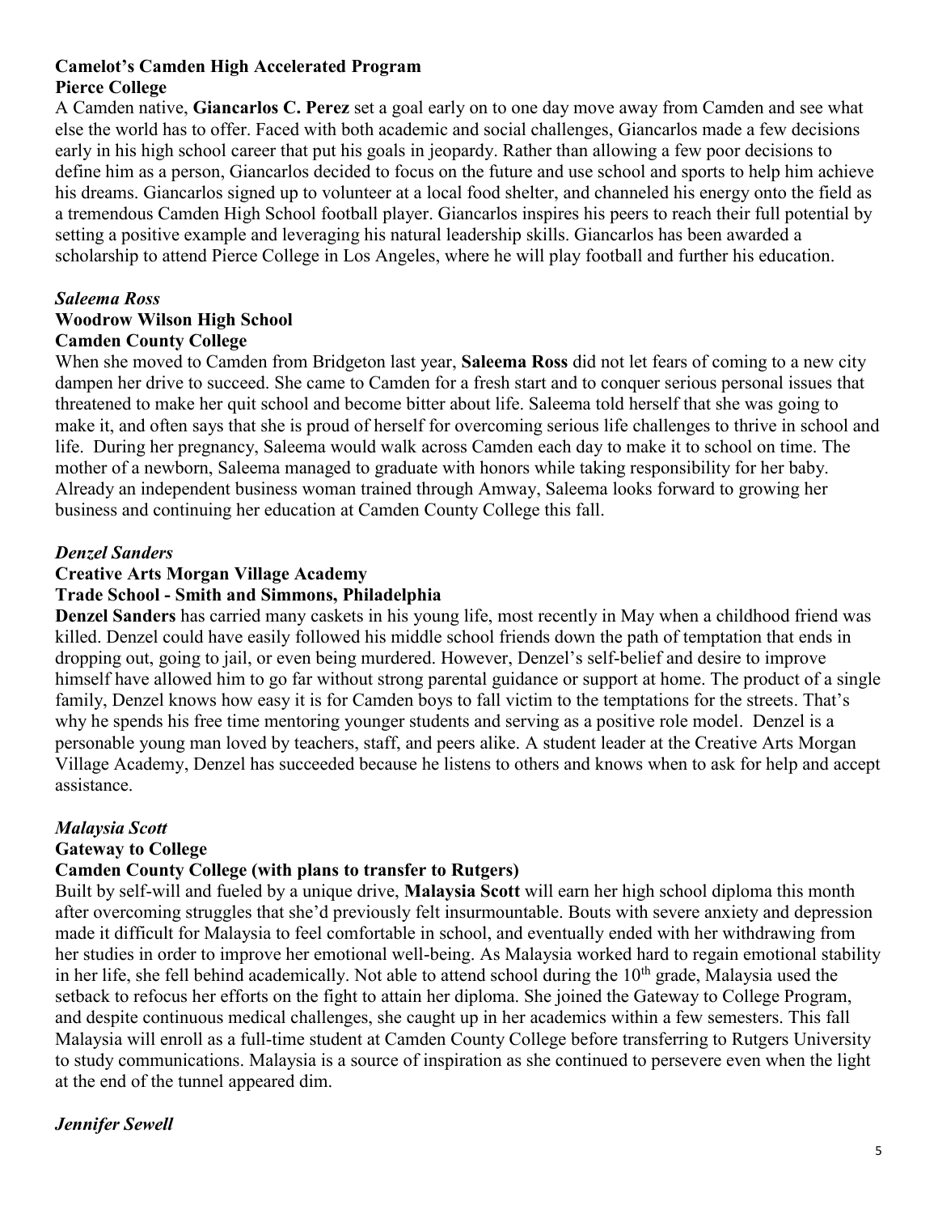**Camelot's Camden High Accelerated Program**
**Pierce College**

A Camden native, **Giancarlos C. Perez** set a goal early on to one day move away from Camden and see what else the world has to offer. Faced with both academic and social challenges, Giancarlos made a few decisions early in his high school career that put his goals in jeopardy. Rather than allowing a few poor decisions to define him as a person, Giancarlos decided to focus on the future and use school and sports to help him achieve his dreams. Giancarlos signed up to volunteer at a local food shelter, and channeled his energy onto the field as a tremendous Camden High School football player. Giancarlos inspires his peers to reach their full potential by setting a positive example and leveraging his natural leadership skills. Giancarlos has been awarded a scholarship to attend Pierce College in Los Angeles, where he will play football and further his education.

***Saleema Ross***
**Woodrow Wilson High School**
**Camden County College**

When she moved to Camden from Bridgeton last year, **Saleema Ross** did not let fears of coming to a new city dampen her drive to succeed. She came to Camden for a fresh start and to conquer serious personal issues that threatened to make her quit school and become bitter about life. Saleema told herself that she was going to make it, and often says that she is proud of herself for overcoming serious life challenges to thrive in school and life. During her pregnancy, Saleema would walk across Camden each day to make it to school on time. The mother of a newborn, Saleema managed to graduate with honors while taking responsibility for her baby. Already an independent business woman trained through Amway, Saleema looks forward to growing her business and continuing her education at Camden County College this fall.

***Denzel Sanders***
**Creative Arts Morgan Village Academy**
**Trade School - Smith and Simmons, Philadelphia**

**Denzel Sanders** has carried many caskets in his young life, most recently in May when a childhood friend was killed. Denzel could have easily followed his middle school friends down the path of temptation that ends in dropping out, going to jail, or even being murdered. However, Denzel's self-belief and desire to improve himself have allowed him to go far without strong parental guidance or support at home. The product of a single family, Denzel knows how easy it is for Camden boys to fall victim to the temptations for the streets. That's why he spends his free time mentoring younger students and serving as a positive role model. Denzel is a personable young man loved by teachers, staff, and peers alike. A student leader at the Creative Arts Morgan Village Academy, Denzel has succeeded because he listens to others and knows when to ask for help and accept assistance.

***Malaysia Scott***
**Gateway to College**
**Camden County College (with plans to transfer to Rutgers)**

Built by self-will and fueled by a unique drive, **Malaysia Scott** will earn her high school diploma this month after overcoming struggles that she'd previously felt insurmountable. Bouts with severe anxiety and depression made it difficult for Malaysia to feel comfortable in school, and eventually ended with her withdrawing from her studies in order to improve her emotional well-being. As Malaysia worked hard to regain emotional stability in her life, she fell behind academically. Not able to attend school during the 10th grade, Malaysia used the setback to refocus her efforts on the fight to attain her diploma. She joined the Gateway to College Program, and despite continuous medical challenges, she caught up in her academics within a few semesters. This fall Malaysia will enroll as a full-time student at Camden County College before transferring to Rutgers University to study communications. Malaysia is a source of inspiration as she continued to persevere even when the light at the end of the tunnel appeared dim.

***Jennifer Sewell***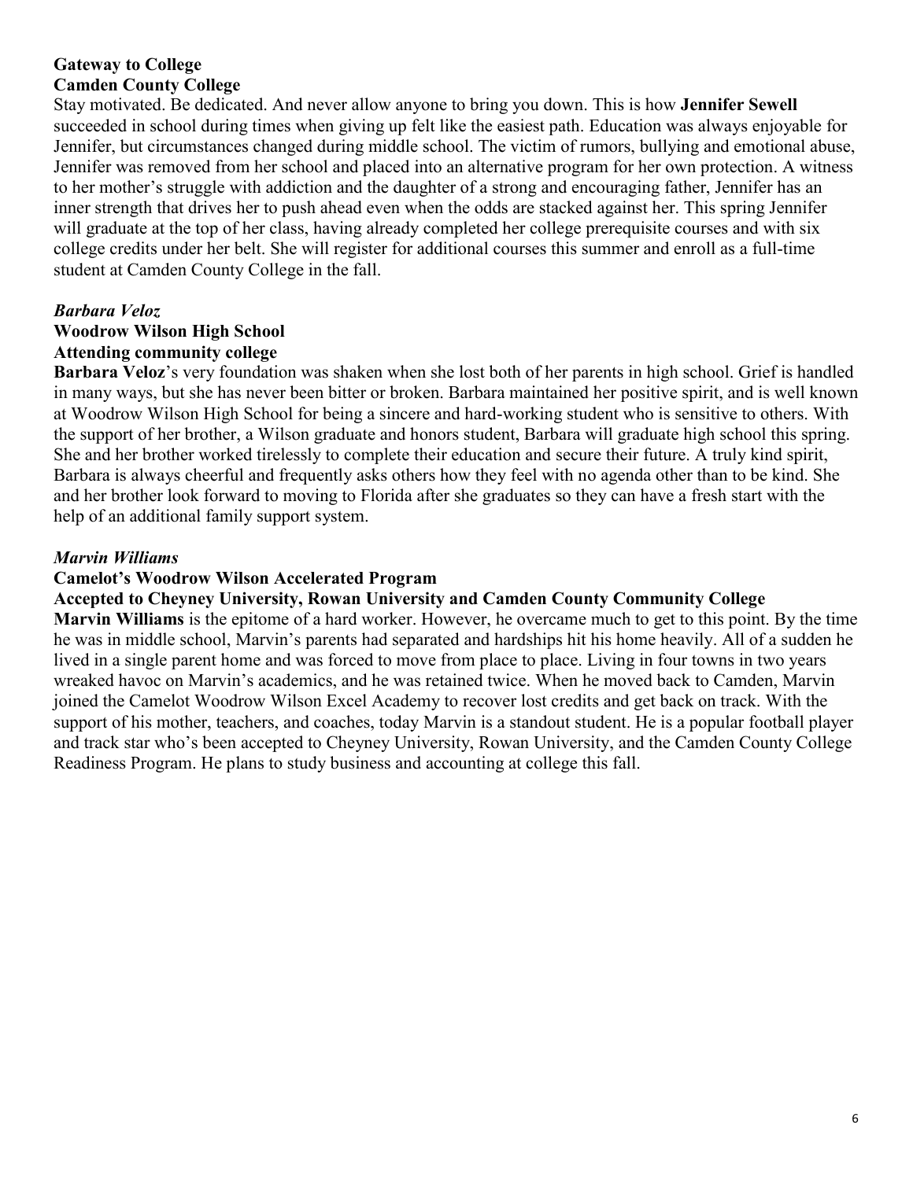**Gateway to College**
**Camden County College**

Stay motivated. Be dedicated. And never allow anyone to bring you down. This is how **Jennifer Sewell** succeeded in school during times when giving up felt like the easiest path. Education was always enjoyable for Jennifer, but circumstances changed during middle school. The victim of rumors, bullying and emotional abuse, Jennifer was removed from her school and placed into an alternative program for her own protection. A witness to her mother's struggle with addiction and the daughter of a strong and encouraging father, Jennifer has an inner strength that drives her to push ahead even when the odds are stacked against her. This spring Jennifer will graduate at the top of her class, having already completed her college prerequisite courses and with six college credits under her belt. She will register for additional courses this summer and enroll as a full-time student at Camden County College in the fall.

***Barbara Veloz***
**Woodrow Wilson High School**
**Attending community college**

**Barbara Veloz**'s very foundation was shaken when she lost both of her parents in high school. Grief is handled in many ways, but she has never been bitter or broken. Barbara maintained her positive spirit, and is well known at Woodrow Wilson High School for being a sincere and hard-working student who is sensitive to others. With the support of her brother, a Wilson graduate and honors student, Barbara will graduate high school this spring. She and her brother worked tirelessly to complete their education and secure their future. A truly kind spirit, Barbara is always cheerful and frequently asks others how they feel with no agenda other than to be kind. She and her brother look forward to moving to Florida after she graduates so they can have a fresh start with the help of an additional family support system.

***Marvin Williams***
**Camelot's Woodrow Wilson Accelerated Program**
**Accepted to Cheyney University, Rowan University and Camden County Community College**

**Marvin Williams** is the epitome of a hard worker. However, he overcame much to get to this point. By the time he was in middle school, Marvin's parents had separated and hardships hit his home heavily. All of a sudden he lived in a single parent home and was forced to move from place to place. Living in four towns in two years wreaked havoc on Marvin's academics, and he was retained twice. When he moved back to Camden, Marvin joined the Camelot Woodrow Wilson Excel Academy to recover lost credits and get back on track. With the support of his mother, teachers, and coaches, today Marvin is a standout student. He is a popular football player and track star who's been accepted to Cheyney University, Rowan University, and the Camden County College Readiness Program. He plans to study business and accounting at college this fall.